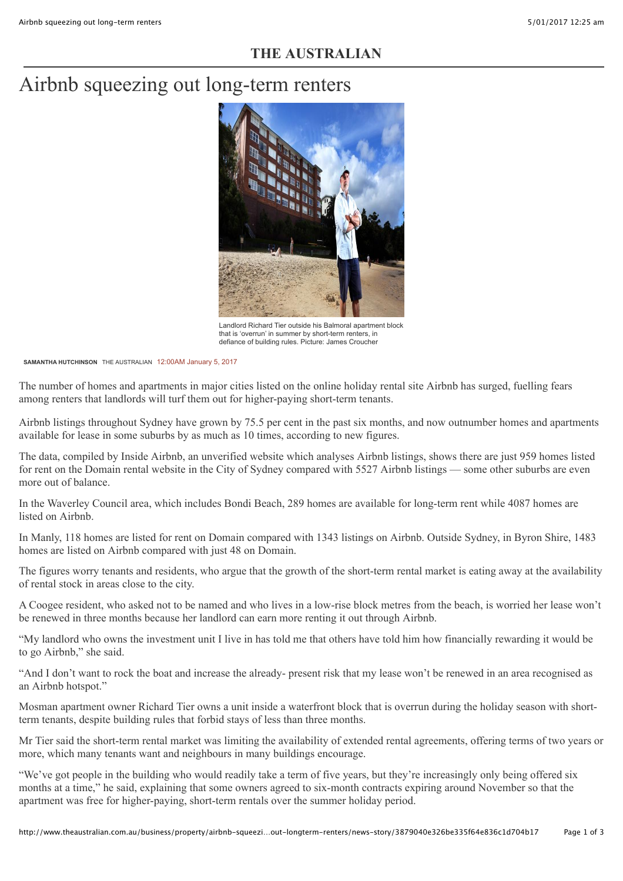THE AUSTRALIAN

# Airbnb squeezing out long-term renters

Landlord Richard Tier outside his Balmoral apartment block that is 'overrun' in summer by short-term renters, in defiance of building rules. Picture: James Croucher

SAMANTHA HUTCHINSON THE AUSTRALIAN 12:00AM January 5, 2017

The number of homes and apartments in major cities listed on the online holiday rental site Airbnb has surged, fuelling fears among renters that landlords will turf them out for higher-paying short-term tenants.

Airbnb listings throughout Sydney have grown by 75.5 per cent in the past six months, and now outnumber homes and apartments available for lease in some suburbs by as much as 10 times, according to new figures.

The data, compiled by Inside Airbnb, an unverified website which analyses Airbnb listings, shows there are just 959 homes listed for rent on the Domain rental website in the City of Sydney compared with 5527 Airbnb listings — some other suburbs are even more out of balance.

In the Waverley Council area, which includes Bondi Beach, 289 homes are available for long-term rent while 4087 homes are listed on Airbnb.

In Manly, 118 homes are listed for rent on Domain compared with 1343 listings on Airbnb. Outside Sydney, in Byron Shire, 1483 homes are listed on Airbnb compared with just 48 on Domain.

The figures worry tenants and residents, who argue that the growth of the short-term rental market is eating away at the availability of rental stock in areas close to the city.

A Coogee resident, who asked not to be named and who lives in a low-rise block metres from the beach, is worried her lease won't be renewed in three months because her landlord can earn more renting it out through Airbnb.

"My landlord who owns the investment unit I live in has told me that others have told him how financially rewarding it would be to go Airbnb," she said.

"And I don't want to rock the boat and increase the already- present risk that my lease won't be renewed in an area recognised as an Airbnb hotspot."

Mosman apartment owner Richard Tier owns a unit inside a waterfront block that is overrun during the holiday season with short-term tenants, despite building rules that forbid stays of less than three months.

Mr Tier said the short-term rental market was limiting the availability of extended rental agreements, offering terms of two years or more, which many tenants want and neighbours in many buildings encourage.

"We've got people in the building who would readily take a term of five years, but they're increasingly only being offered six months at a time," he said, explaining that some owners agreed to six-month contracts expiring around November so that the apartment was free for higher-paying, short-term rentals over the summer holiday period.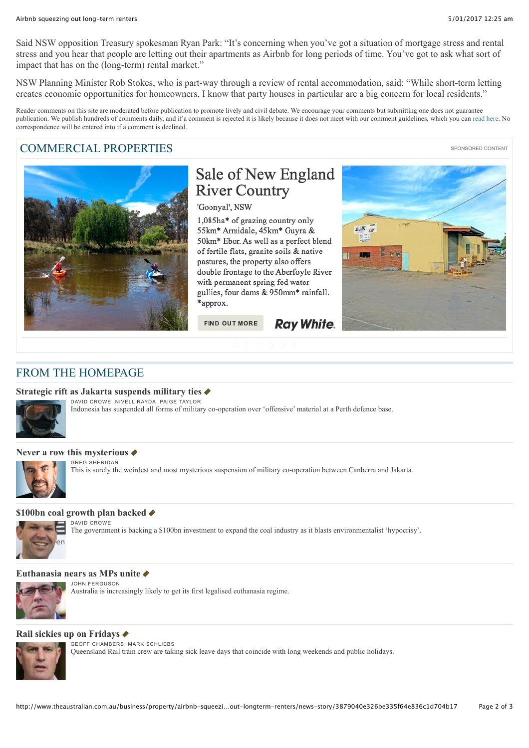Said NSW opposition Treasury spokesman Ryan Park: "It's concerning when you've got a situation of mortgage stress and rental stress and you hear that people are letting out their apartments as Airbnb for long periods of time. You've got to ask what sort of impact that has on the (long-term) rental market."

NSW Planning Minister Rob Stokes, who is part-way through a review of rental accommodation, said: "While short-term letting creates economic opportunities for homeowners, I know that party houses in particular are a big concern for local residents."

Reader comments on this site are moderated before publication to promote lively and civil debate. We encourage your comments but submitting one does not guarantee publication. We publish hundreds of comments daily, and if a comment is rejected it is likely because it does not meet with our comment guidelines, which you can read here. No correspondence will be entered into if a comment is declined.

## COMMERCIAL PROPERTIES

SPONSORED CONTENT

### Sale of New England River Country

'Goonyal', NSW

1,085ha* of grazing country only 55km* Armidale, 45km* Guyra & 50km* Ebor. As well as a perfect blend of fertile flats, granite soils & native pastures, the property also offers double frontage to the Aberfoyle River with permanent spring fed water gullies, four dams & 950mm* rainfall. *approx.

FIND OUT MORE

Ray White.

## FROM THE HOMEPAGE

### Strategic rift as Jakarta suspends military ties

DAVID CROWE, NIVELL RAYDA, PAIGE TAYLOR

Indonesia has suspended all forms of military co-operation over 'offensive' material at a Perth defence base.

### Never a row this mysterious

GREG SHERIDAN

This is surely the weirdest and most mysterious suspension of military co-operation between Canberra and Jakarta.

### $100bn coal growth plan backed

DAVID CROWE

The government is backing a $100bn investment to expand the coal industry as it blasts environmentalist 'hypocrisy'.

### Euthanasia nears as MPs unite

JOHN FERGUSON

Australia is increasingly likely to get its first legalised euthanasia regime.

### Rail sickies up on Fridays

GEOFF CHAMBERS, MARK SCHLIEBS

Queensland Rail train crew are taking sick leave days that coincide with long weekends and public holidays.